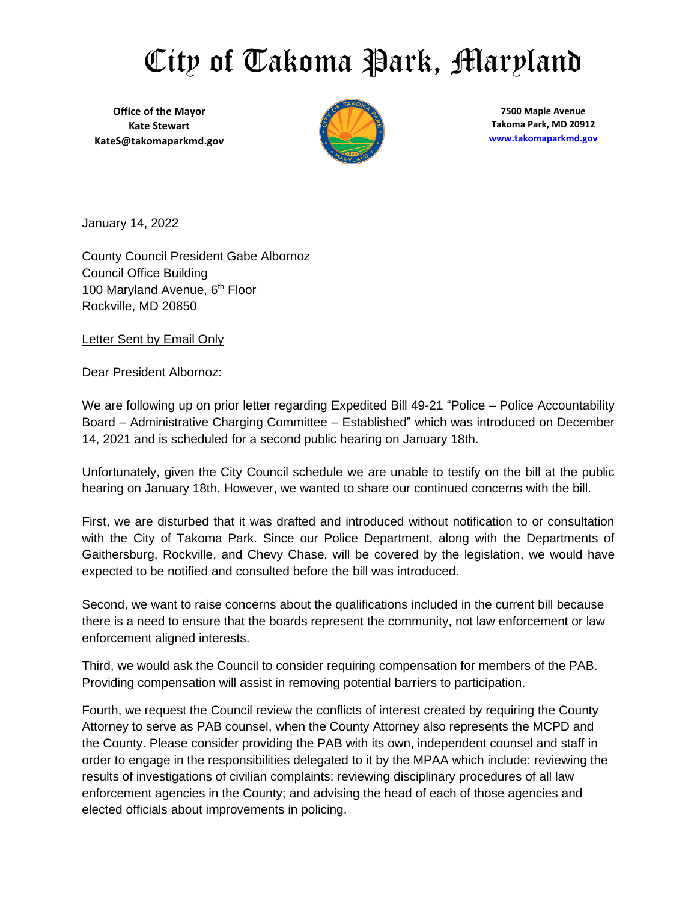# City of Takoma Park, Maryland

**Office of the Mayor**
**Kate Stewart**
**KateS@takomaparkmd.gov**

**7500 Maple Avenue**
**Takoma Park, MD 20912**
**www.takomaparkmd.gov**

January 14, 2022

County Council President Gabe Albornoz
Council Office Building
100 Maryland Avenue, 6th Floor
Rockville, MD 20850

Letter Sent by Email Only

Dear President Albornoz:

We are following up on prior letter regarding Expedited Bill 49-21 "Police – Police Accountability Board – Administrative Charging Committee – Established" which was introduced on December 14, 2021 and is scheduled for a second public hearing on January 18th.

Unfortunately, given the City Council schedule we are unable to testify on the bill at the public hearing on January 18th. However, we wanted to share our continued concerns with the bill.

First, we are disturbed that it was drafted and introduced without notification to or consultation with the City of Takoma Park. Since our Police Department, along with the Departments of Gaithersburg, Rockville, and Chevy Chase, will be covered by the legislation, we would have expected to be notified and consulted before the bill was introduced.

Second, we want to raise concerns about the qualifications included in the current bill because there is a need to ensure that the boards represent the community, not law enforcement or law enforcement aligned interests.

Third, we would ask the Council to consider requiring compensation for members of the PAB. Providing compensation will assist in removing potential barriers to participation.

Fourth, we request the Council review the conflicts of interest created by requiring the County Attorney to serve as PAB counsel, when the County Attorney also represents the MCPD and the County. Please consider providing the PAB with its own, independent counsel and staff in order to engage in the responsibilities delegated to it by the MPAA which include: reviewing the results of investigations of civilian complaints; reviewing disciplinary procedures of all law enforcement agencies in the County; and advising the head of each of those agencies and elected officials about improvements in policing.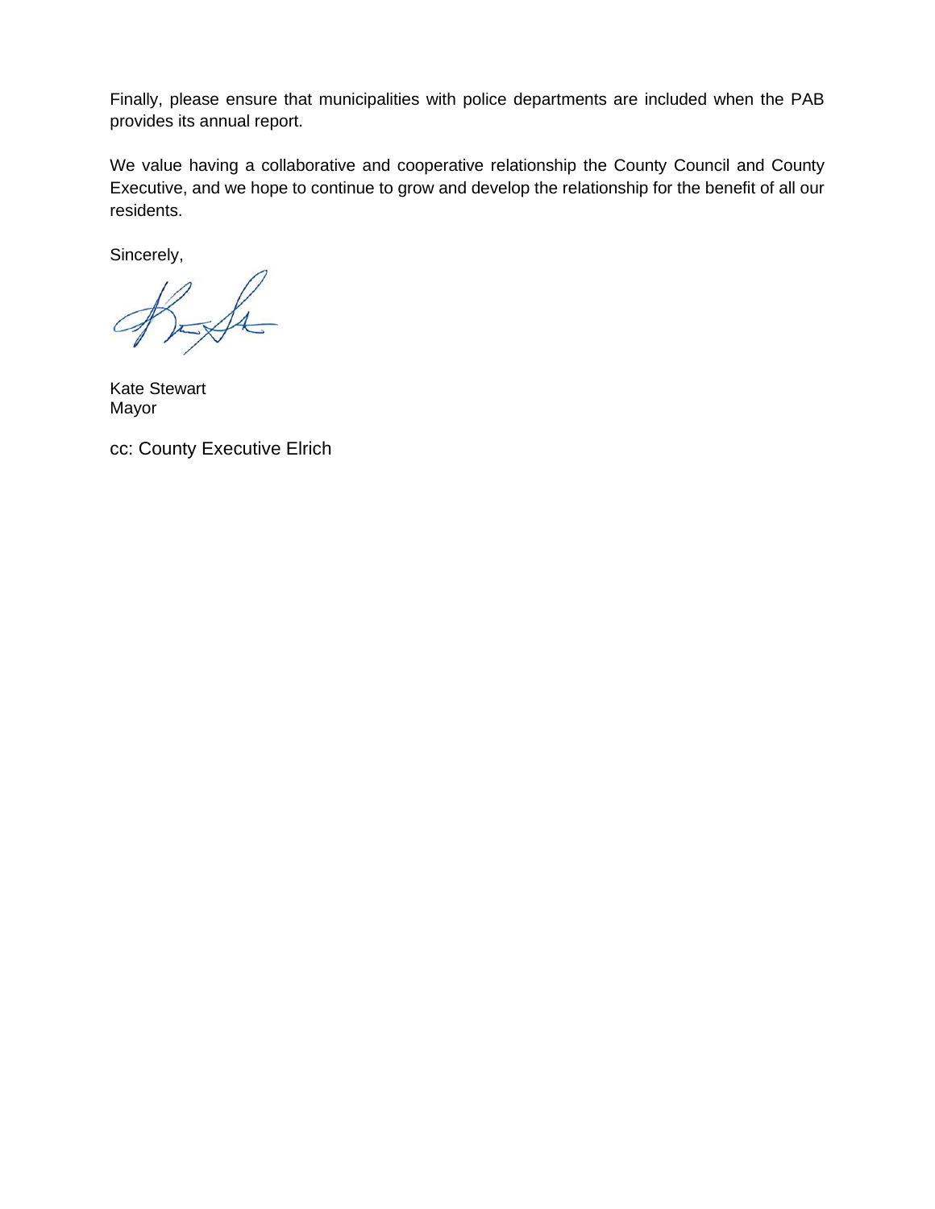Finally, please ensure that municipalities with police departments are included when the PAB provides its annual report.

We value having a collaborative and cooperative relationship the County Council and County Executive, and we hope to continue to grow and develop the relationship for the benefit of all our residents.

Sincerely,

Kate Stewart
Mayor

cc: County Executive Elrich